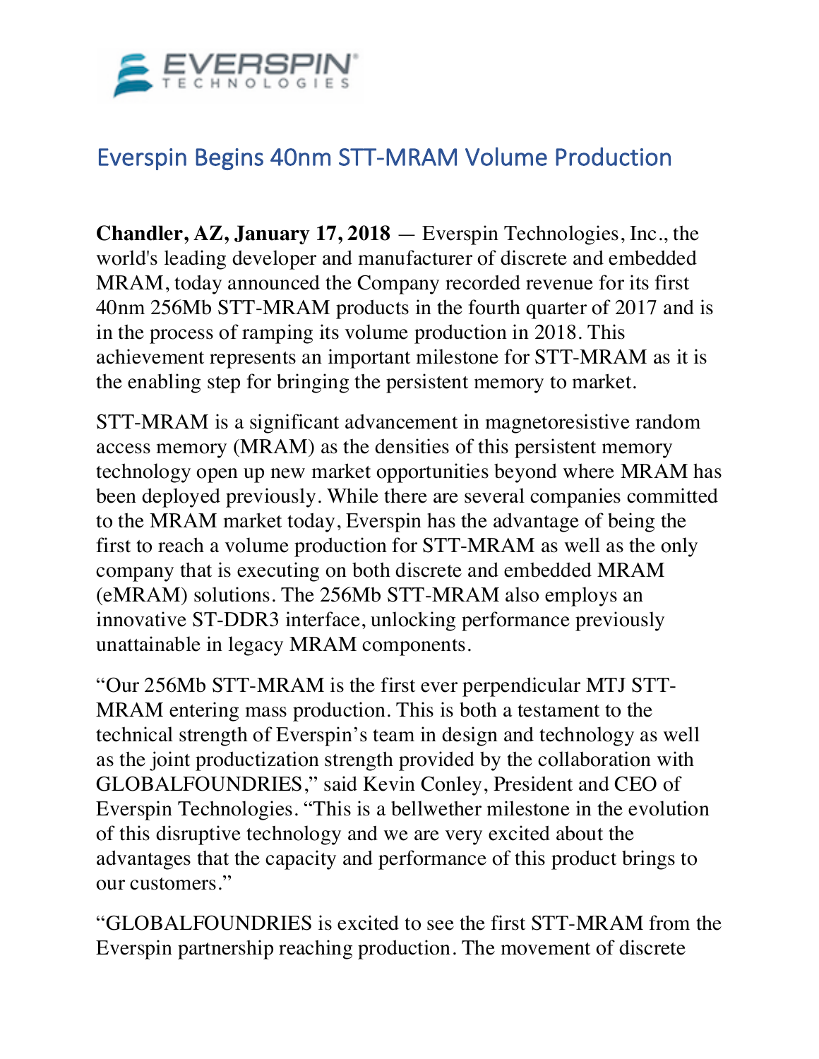# Everspin Begins 40nm STT-MRAM Volume Production

**Chandler, AZ, January 17, 2018** — Everspin Technologies, Inc., the world's leading developer and manufacturer of discrete and embedded MRAM, today announced the Company recorded revenue for its first 40nm 256Mb STT-MRAM products in the fourth quarter of 2017 and is in the process of ramping its volume production in 2018. This achievement represents an important milestone for STT-MRAM as it is the enabling step for bringing the persistent memory to market.

STT-MRAM is a significant advancement in magnetoresistive random access memory (MRAM) as the densities of this persistent memory technology open up new market opportunities beyond where MRAM has been deployed previously. While there are several companies committed to the MRAM market today, Everspin has the advantage of being the first to reach a volume production for STT-MRAM as well as the only company that is executing on both discrete and embedded MRAM (eMRAM) solutions. The 256Mb STT-MRAM also employs an innovative ST-DDR3 interface, unlocking performance previously unattainable in legacy MRAM components.

"Our 256Mb STT-MRAM is the first ever perpendicular MTJ STT-MRAM entering mass production. This is both a testament to the technical strength of Everspin's team in design and technology as well as the joint productization strength provided by the collaboration with GLOBALFOUNDRIES," said Kevin Conley, President and CEO of Everspin Technologies. "This is a bellwether milestone in the evolution of this disruptive technology and we are very excited about the advantages that the capacity and performance of this product brings to our customers."

"GLOBALFOUNDRIES is excited to see the first STT-MRAM from the Everspin partnership reaching production. The movement of discrete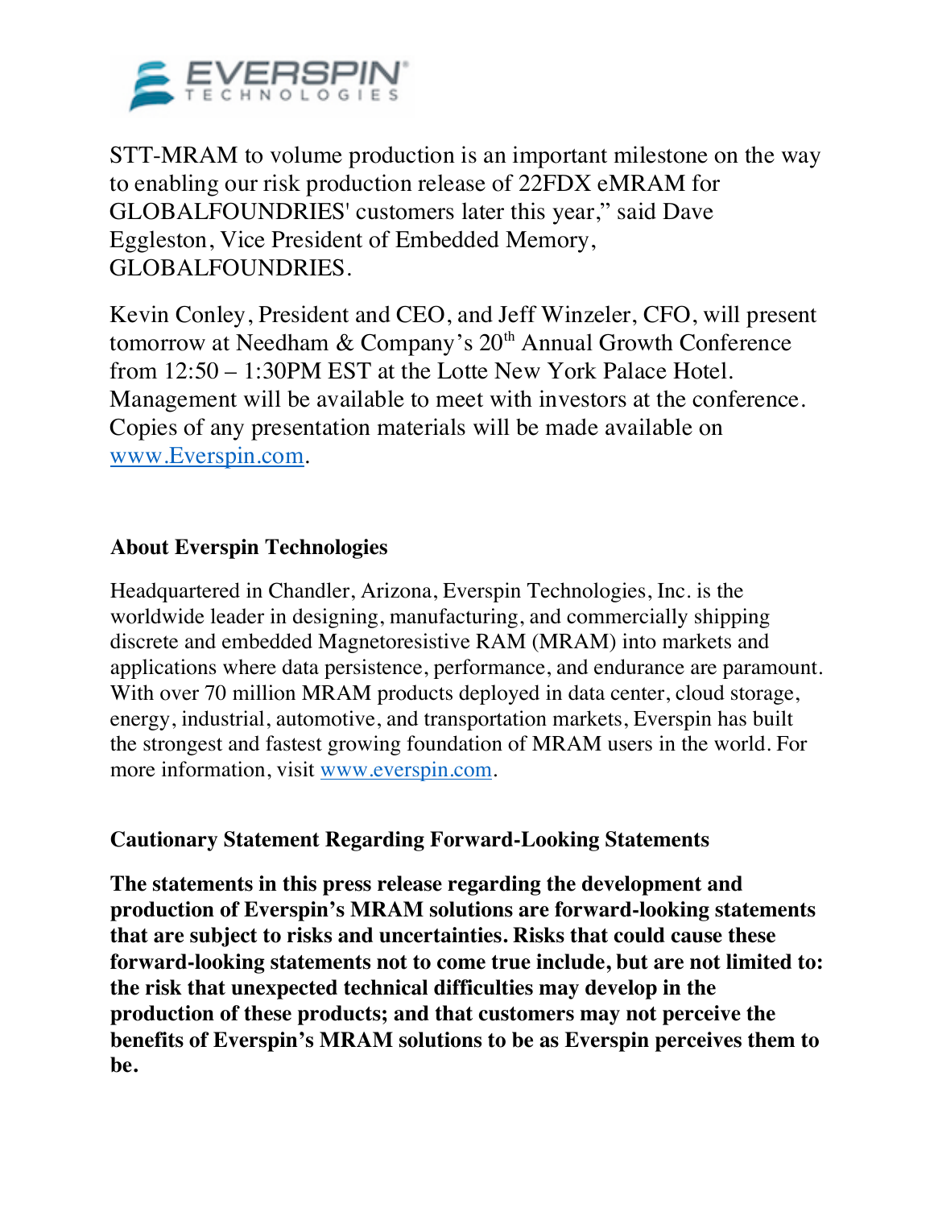STT-MRAM to volume production is an important milestone on the way to enabling our risk production release of 22FDX eMRAM for GLOBALFOUNDRIES' customers later this year," said Dave Eggleston, Vice President of Embedded Memory, GLOBALFOUNDRIES.

Kevin Conley, President and CEO, and Jeff Winzeler, CFO, will present tomorrow at Needham & Company's 20th Annual Growth Conference from 12:50 – 1:30PM EST at the Lotte New York Palace Hotel. Management will be available to meet with investors at the conference. Copies of any presentation materials will be made available on www.Everspin.com.

**About Everspin Technologies**

Headquartered in Chandler, Arizona, Everspin Technologies, Inc. is the worldwide leader in designing, manufacturing, and commercially shipping discrete and embedded Magnetoresistive RAM (MRAM) into markets and applications where data persistence, performance, and endurance are paramount. With over 70 million MRAM products deployed in data center, cloud storage, energy, industrial, automotive, and transportation markets, Everspin has built the strongest and fastest growing foundation of MRAM users in the world. For more information, visit www.everspin.com.

**Cautionary Statement Regarding Forward-Looking Statements**

**The statements in this press release regarding the development and production of Everspin's MRAM solutions are forward-looking statements that are subject to risks and uncertainties. Risks that could cause these forward-looking statements not to come true include, but are not limited to: the risk that unexpected technical difficulties may develop in the production of these products; and that customers may not perceive the benefits of Everspin's MRAM solutions to be as Everspin perceives them to be.**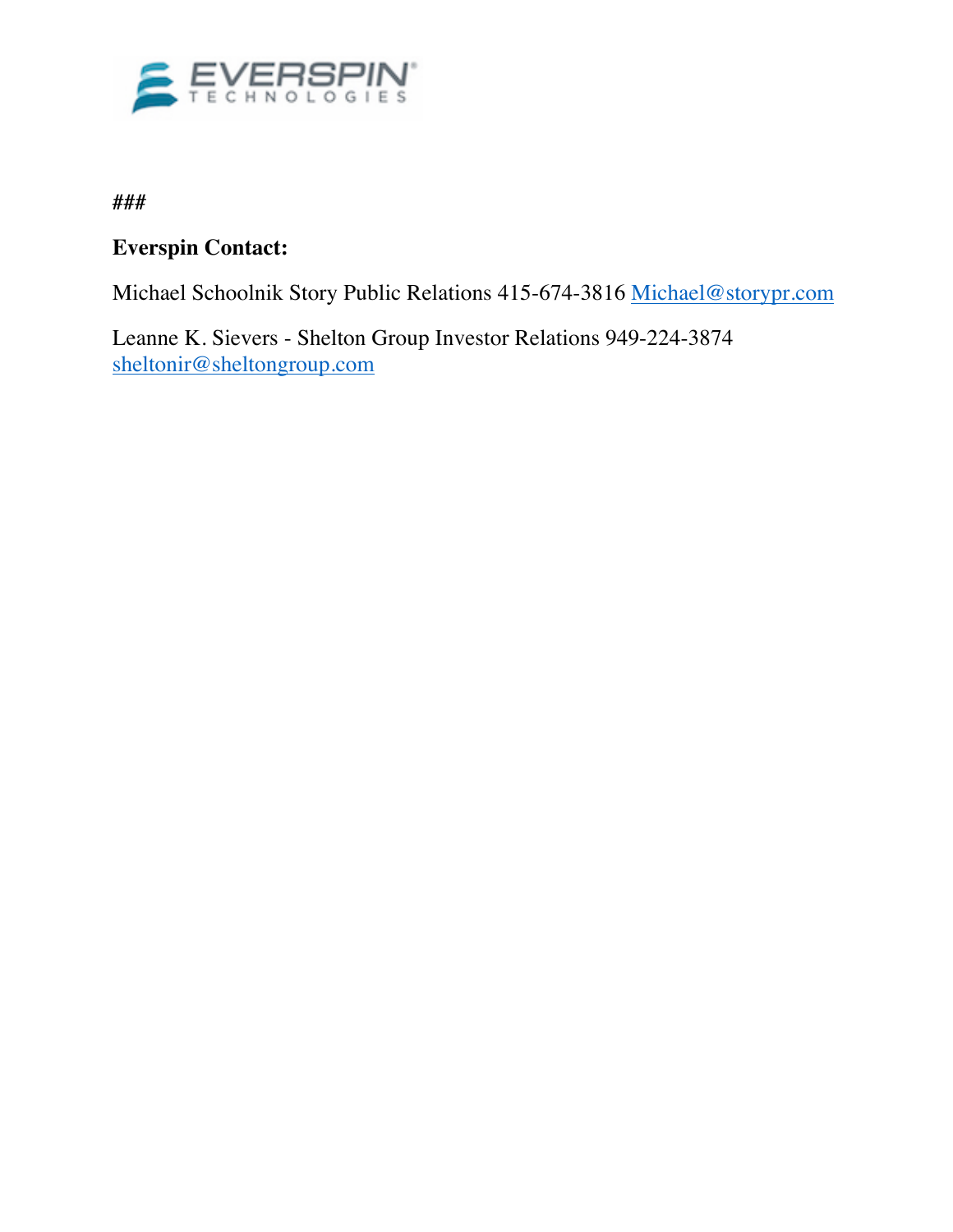###

**Everspin Contact:**

Michael Schoolnik Story Public Relations 415-674-3816 Michael@storypr.com

Leanne K. Sievers - Shelton Group Investor Relations 949-224-3874 sheltonir@sheltongroup.com